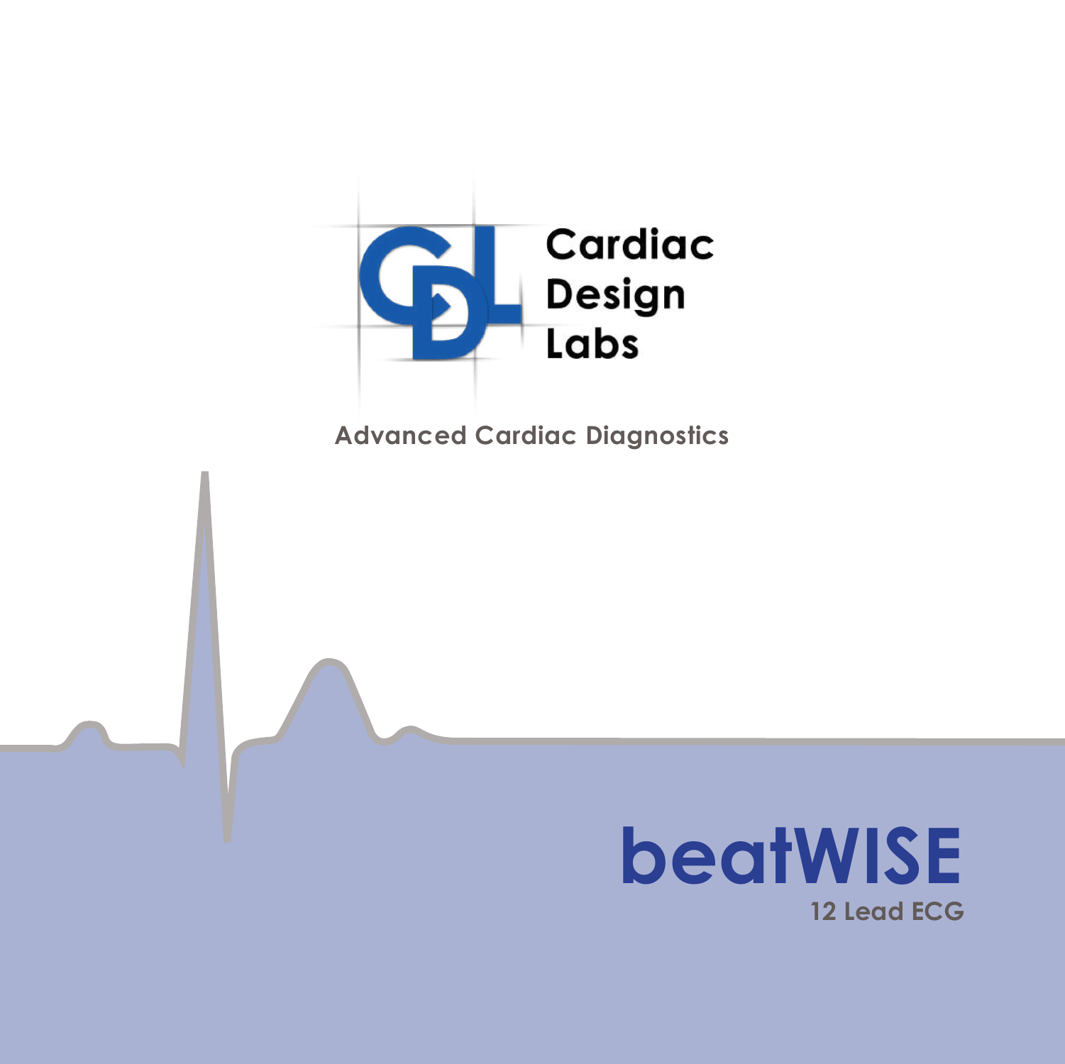Cardiac Design Labs

**Advanced Cardiac Diagnostics**

# beatWISE

**12 Lead ECG**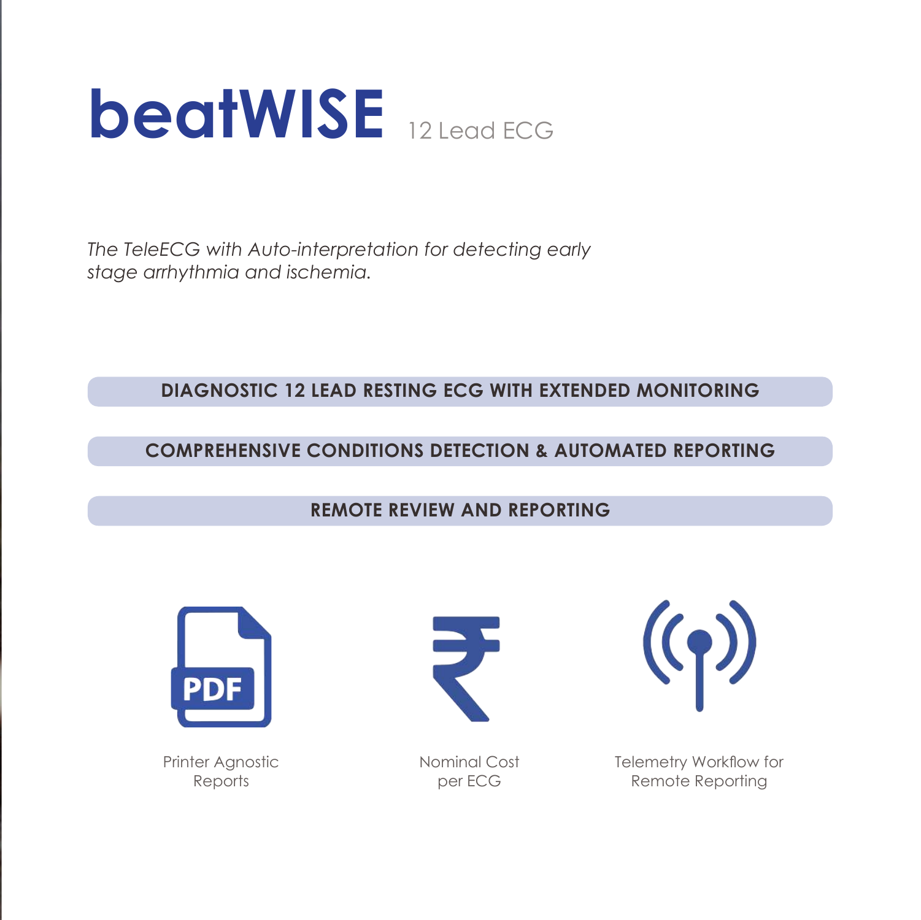# beatWISE 12 Lead ECG

*The TeleECG with Auto-interpretation for detecting early stage arrhythmia and ischemia.*

**DIAGNOSTIC 12 LEAD RESTING ECG WITH EXTENDED MONITORING**

**COMPREHENSIVE CONDITIONS DETECTION & AUTOMATED REPORTING**

**REMOTE REVIEW AND REPORTING**

Printer Agnostic Reports

Nominal Cost per ECG

Telemetry Workflow for Remote Reporting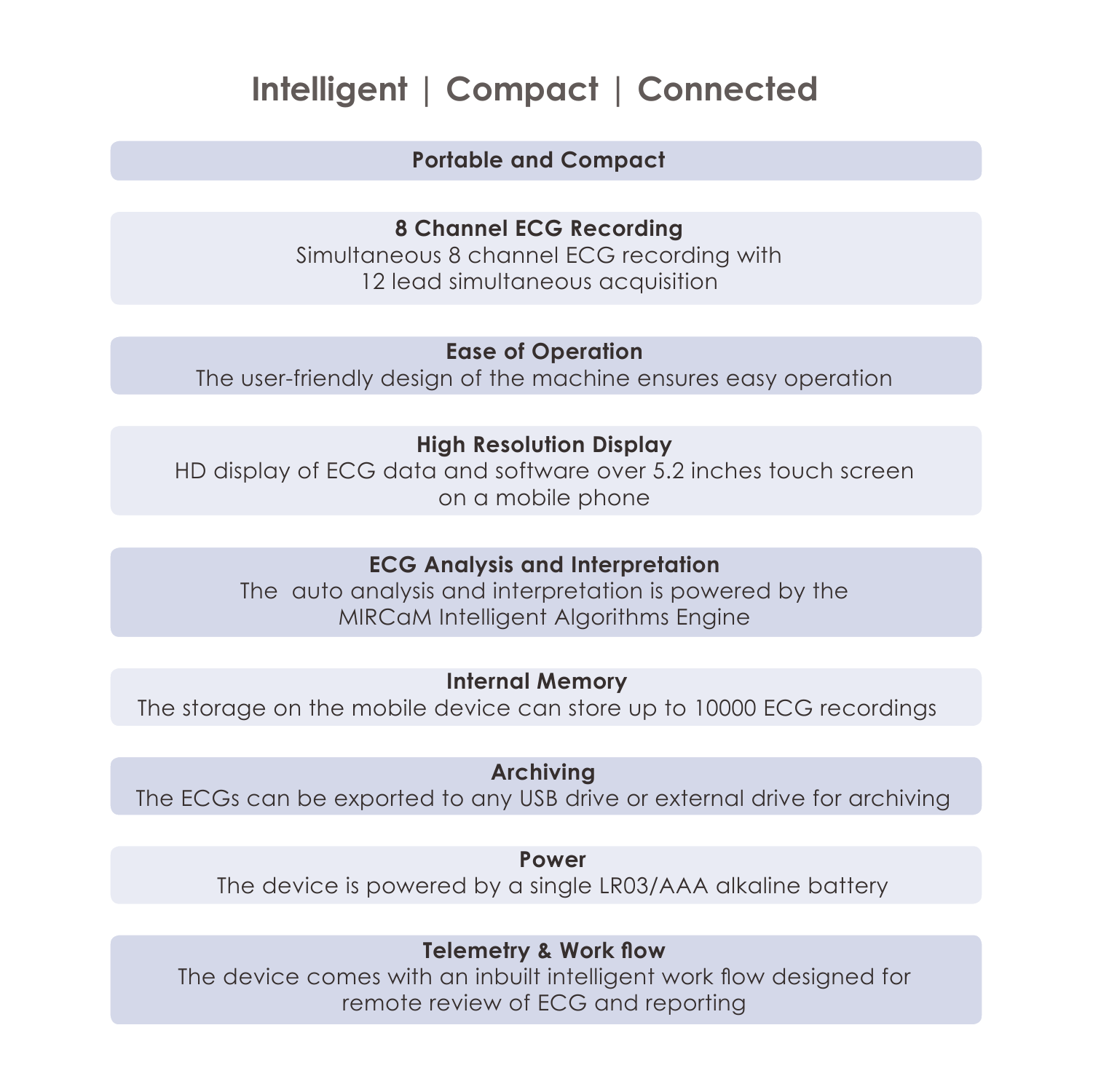# Intelligent | Compact | Connected

**Portable and Compact**

**8 Channel ECG Recording**
Simultaneous 8 channel ECG recording with 12 lead simultaneous acquisition

**Ease of Operation**
The user-friendly design of the machine ensures easy operation

**High Resolution Display**
HD display of ECG data and software over 5.2 inches touch screen on a mobile phone

**ECG Analysis and Interpretation**
The auto analysis and interpretation is powered by the MIRCaM Intelligent Algorithms Engine

**Internal Memory**
The storage on the mobile device can store up to 10000 ECG recordings

**Archiving**
The ECGs can be exported to any USB drive or external drive for archiving

**Power**
The device is powered by a single LR03/AAA alkaline battery

**Telemetry & Work flow**
The device comes with an inbuilt intelligent work flow designed for remote review of ECG and reporting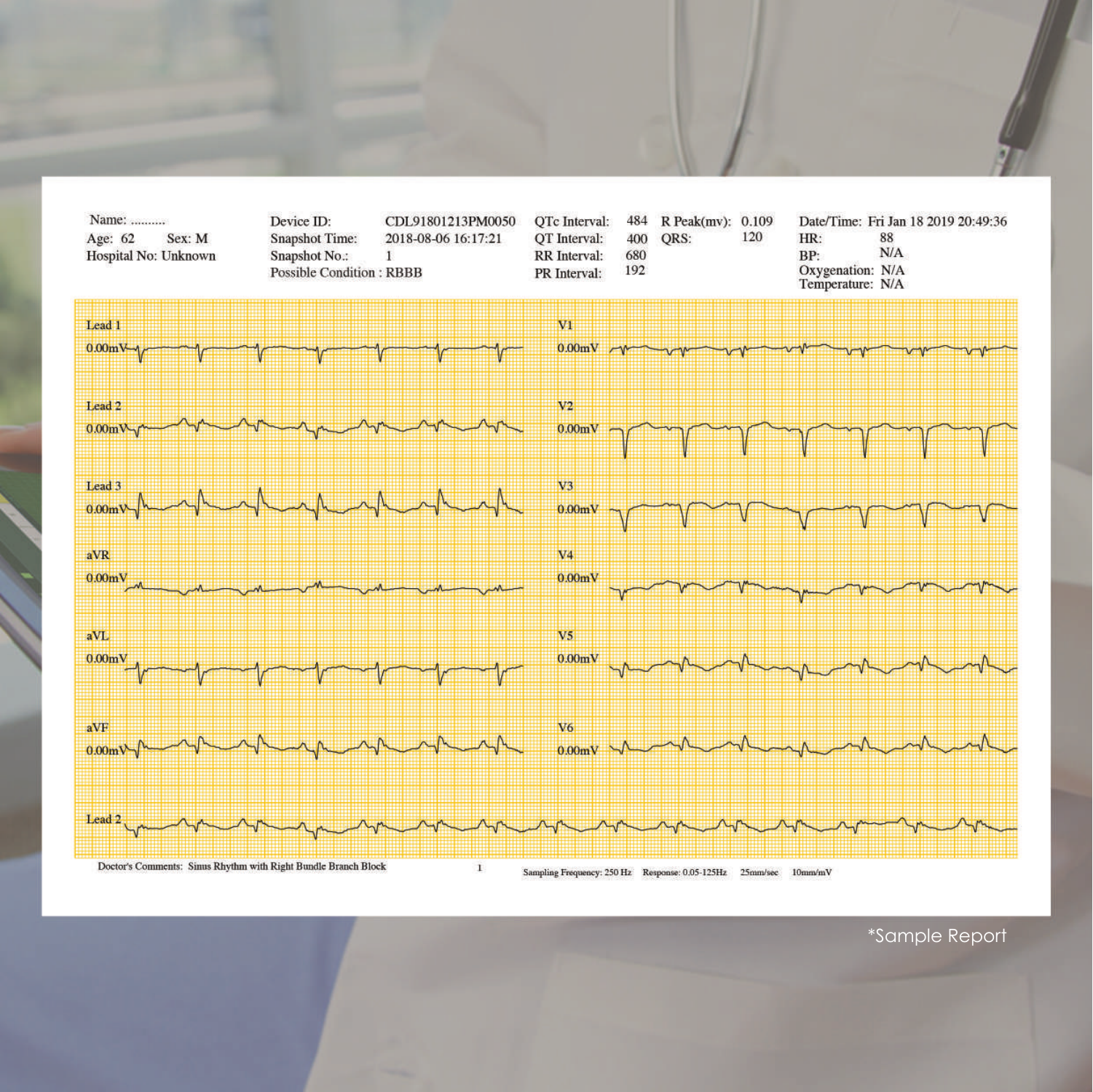Name: ..........

Age: 62 Sex: M

Hospital No: Unknown

| Device ID: | CDL91801213PM0050 |
|---|---|
| Snapshot Time: | 2018-08-06 16:17:21 |
| Snapshot No.: | 1 |
| Possible Condition : | RBBB |

| QTc Interval: | 484 | R Peak(mv): | 0.109 |
|---|---|---|---|
| QT Interval: | 400 | QRS: | 120 |
| RR Interval: | 680 | | |
| PR Interval: | 192 | | |

| Date/Time: | Fri Jan 18 2019 20:49:36 |
|---|---|
| HR: | 88 |
| BP: | N/A |
| Oxygenation: | N/A |
| Temperature: | N/A |

Lead 1 0.00mV

Lead 2 0.00mV

Lead 3 0.00mV

aVR 0.00mV

aVL 0.00mV

aVF 0.00mV

V1 0.00mV

V2 0.00mV

V3 0.00mV

V4 0.00mV

V5 0.00mV

V6 0.00mV

Lead 2

Doctor's Comments: Sinus Rhythm with Right Bundle Branch Block

Sampling Frequency: 250 Hz Response: 0.05-125Hz 25mm/sec 10mm/mV

*Sample Report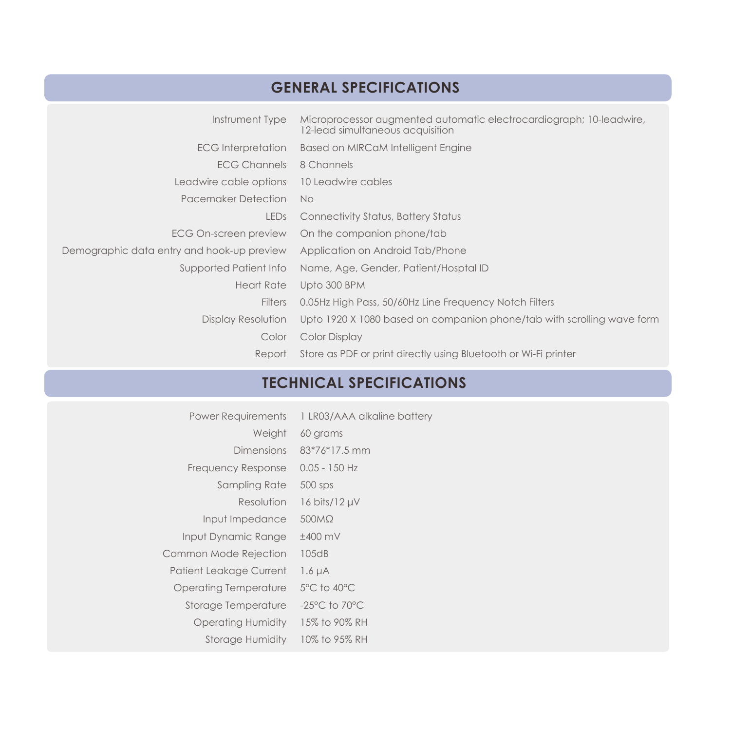## GENERAL SPECIFICATIONS

| | |
|---|---|
| Instrument Type | Microprocessor augmented automatic electrocardiograph; 10-leadwire, 12-lead simultaneous acquisition |
| ECG Interpretation | Based on MIRCaM Intelligent Engine |
| ECG Channels | 8 Channels |
| Leadwire cable options | 10 Leadwire cables |
| Pacemaker Detection | No |
| LEDs | Connectivity Status, Battery Status |
| ECG On-screen preview | On the companion phone/tab |
| Demographic data entry and hook-up preview | Application on Android Tab/Phone |
| Supported Patient Info | Name, Age, Gender, Patient/Hosptal ID |
| Heart Rate | Upto 300 BPM |
| Filters | 0.05Hz High Pass, 50/60Hz Line Frequency Notch Filters |
| Display Resolution | Upto 1920 X 1080 based on companion phone/tab with scrolling wave form |
| Color | Color Display |
| Report | Store as PDF or print directly using Bluetooth or Wi-Fi printer |

## TECHNICAL SPECIFICATIONS

| | |
|---|---|
| Power Requirements | 1 LR03/AAA alkaline battery |
| Weight | 60 grams |
| Dimensions | 83*76*17.5 mm |
| Frequency Response | 0.05 - 150 Hz |
| Sampling Rate | 500 sps |
| Resolution | 16 bits/12 µV |
| Input Impedance | 500MΩ |
| Input Dynamic Range | ±400 mV |
| Common Mode Rejection | 105dB |
| Patient Leakage Current | 1.6 µA |
| Operating Temperature | 5°C to 40°C |
| Storage Temperature | -25°C to 70°C |
| Operating Humidity | 15% to 90% RH |
| Storage Humidity | 10% to 95% RH |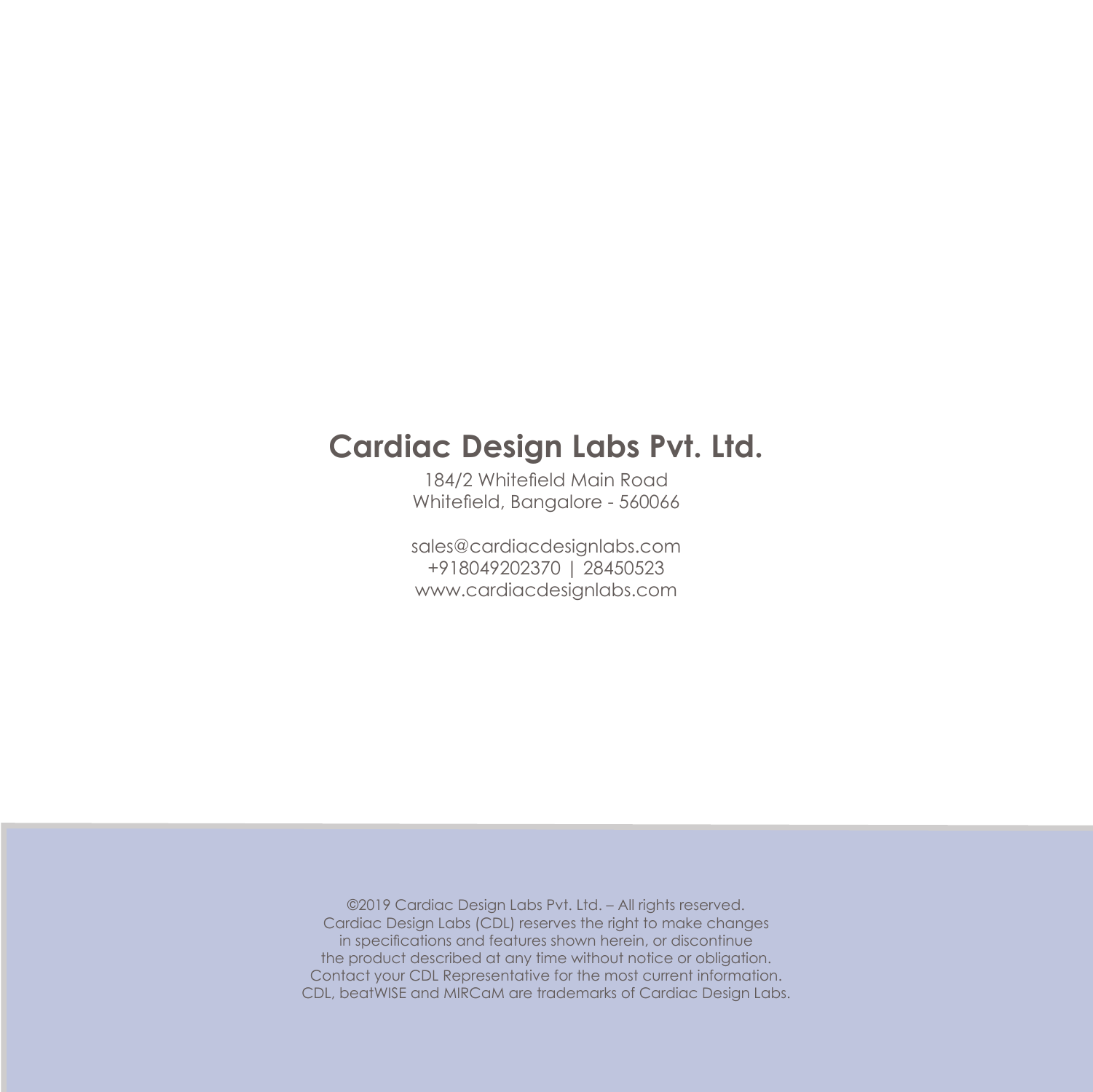## Cardiac Design Labs Pvt. Ltd.

184/2 Whitefield Main Road
Whitefield, Bangalore - 560066

sales@cardiacdesignlabs.com
+918049202370 | 28450523
www.cardiacdesignlabs.com

©2019 Cardiac Design Labs Pvt. Ltd. – All rights reserved.
Cardiac Design Labs (CDL) reserves the right to make changes
in specifications and features shown herein, or discontinue
the product described at any time without notice or obligation.
Contact your CDL Representative for the most current information.
CDL, beatWISE and MIRCaM are trademarks of Cardiac Design Labs.